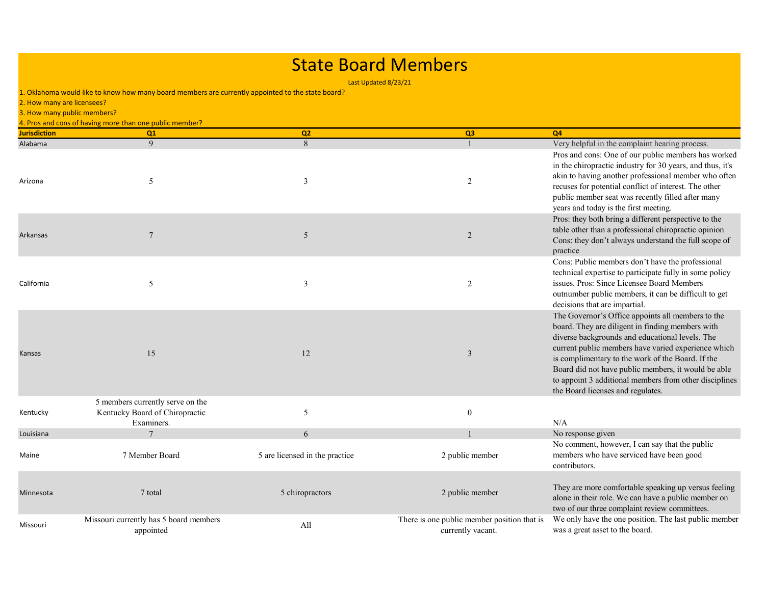# State Board Members

Last Updated 8/23/21

1. Oklahoma would like to know how many board members are currently appointed to the state board?
2. How many are licensees?
3. How many public members?
4. Pros and cons of having more than one public member?

| Jurisdiction | Q1 | Q2 | Q3 | Q4 |
|---|---|---|---|---|
| Alabama | 9 | 8 | 1 | Very helpful in the complaint hearing process. |
| Arizona | 5 | 3 | 2 | Pros and cons: One of our public members has worked in the chiropractic industry for 30 years, and thus, it's akin to having another professional member who often recuses for potential conflict of interest. The other public member seat was recently filled after many years and today is the first meeting. |
| Arkansas | 7 | 5 | 2 | Pros: they both bring a different perspective to the table other than a professional chiropractic opinion Cons: they don't always understand the full scope of practice |
| California | 5 | 3 | 2 | Cons: Public members don't have the professional technical expertise to participate fully in some policy issues. Pros: Since Licensee Board Members outnumber public members, it can be difficult to get decisions that are impartial. |
| Kansas | 15 | 12 | 3 | The Governor's Office appoints all members to the board. They are diligent in finding members with diverse backgrounds and educational levels. The current public members have varied experience which is complimentary to the work of the Board. If the Board did not have public members, it would be able to appoint 3 additional members from other disciplines the Board licenses and regulates. |
| Kentucky | 5 members currently serve on the Kentucky Board of Chiropractic Examiners. | 5 | 0 | N/A |
| Louisiana | 7 | 6 | 1 | No response given |
| Maine | 7 Member Board | 5 are licensed in the practice | 2 public member | No comment, however, I can say that the public members who have serviced have been good contributors. |
| Minnesota | 7 total | 5 chiropractors | 2 public member | They are more comfortable speaking up versus feeling alone in their role. We can have a public member on two of our three complaint review committees. |
| Missouri | Missouri currently has 5 board members appointed | All | There is one public member position that is currently vacant. | We only have the one position. The last public member was a great asset to the board. |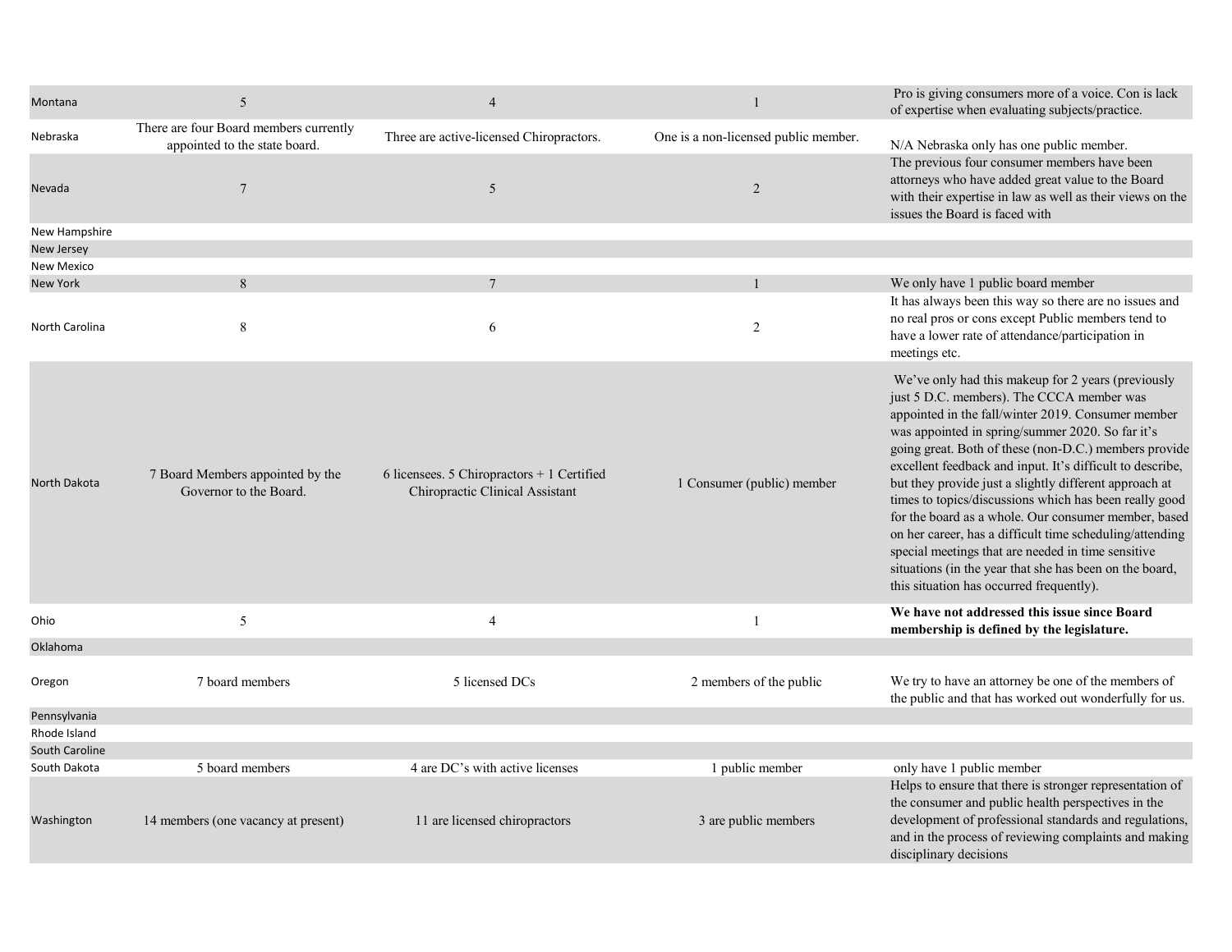| | | | | |
|---|---|---|---|---|
| Montana | 5 | 4 | 1 | Pro is giving consumers more of a voice. Con is lack of expertise when evaluating subjects/practice. |
| Nebraska | There are four Board members currently appointed to the state board. | Three are active-licensed Chiropractors. | One is a non-licensed public member. | N/A Nebraska only has one public member. |
| Nevada | 7 | 5 | 2 | The previous four consumer members have been attorneys who have added great value to the Board with their expertise in law as well as their views on the issues the Board is faced with |
| New Hampshire | | | | |
| New Jersey | | | | |
| New Mexico | | | | |
| New York | 8 | 7 | 1 | We only have 1 public board member |
| North Carolina | 8 | 6 | 2 | It has always been this way so there are no issues and no real pros or cons except Public members tend to have a lower rate of attendance/participation in meetings etc. |
| North Dakota | 7 Board Members appointed by the Governor to the Board. | 6 licensees. 5 Chiropractors + 1 Certified Chiropractic Clinical Assistant | 1 Consumer (public) member | We've only had this makeup for 2 years (previously just 5 D.C. members). The CCCA member was appointed in the fall/winter 2019. Consumer member was appointed in spring/summer 2020. So far it's going great. Both of these (non-D.C.) members provide excellent feedback and input. It's difficult to describe, but they provide just a slightly different approach at times to topics/discussions which has been really good for the board as a whole. Our consumer member, based on her career, has a difficult time scheduling/attending special meetings that are needed in time sensitive situations (in the year that she has been on the board, this situation has occurred frequently). |
| Ohio | 5 | 4 | 1 | **We have not addressed this issue since Board membership is defined by the legislature.** |
| Oklahoma | | | | |
| Oregon | 7 board members | 5 licensed DCs | 2 members of the public | We try to have an attorney be one of the members of the public and that has worked out wonderfully for us. |
| Pennsylvania | | | | |
| Rhode Island | | | | |
| South Caroline | | | | |
| South Dakota | 5 board members | 4 are DC's with active licenses | 1 public member | only have 1 public member |
| Washington | 14 members (one vacancy at present) | 11 are licensed chiropractors | 3 are public members | Helps to ensure that there is stronger representation of the consumer and public health perspectives in the development of professional standards and regulations, and in the process of reviewing complaints and making disciplinary decisions |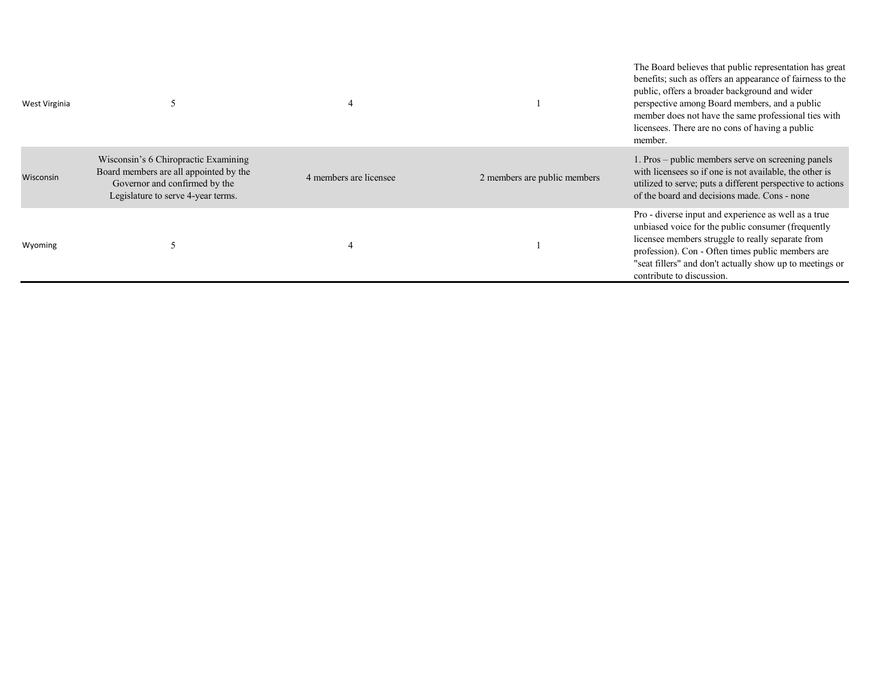| | | | | |
|---|---|---|---|---|
| West Virginia | 5 | 4 | 1 | The Board believes that public representation has great benefits; such as offers an appearance of fairness to the public, offers a broader background and wider perspective among Board members, and a public member does not have the same professional ties with licensees. There are no cons of having a public member. |
| Wisconsin | Wisconsin's 6 Chiropractic Examining Board members are all appointed by the Governor and confirmed by the Legislature to serve 4-year terms. | 4 members are licensee | 2 members are public members | 1. Pros – public members serve on screening panels with licensees so if one is not available, the other is utilized to serve; puts a different perspective to actions of the board and decisions made. Cons - none |
| Wyoming | 5 | 4 | 1 | Pro - diverse input and experience as well as a true unbiased voice for the public consumer (frequently licensee members struggle to really separate from profession). Con - Often times public members are "seat fillers" and don't actually show up to meetings or contribute to discussion. |